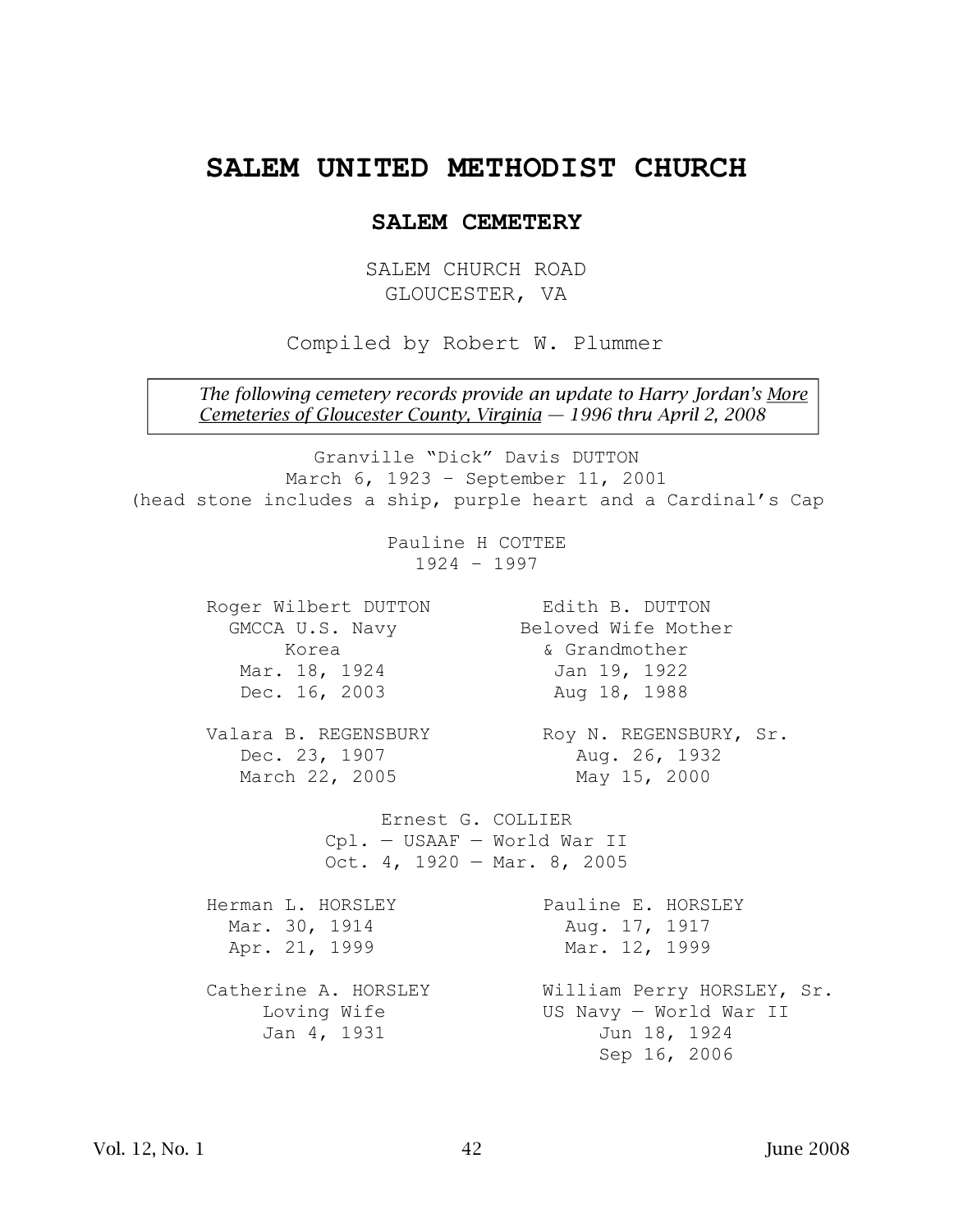# SALEM UNITED METHODIST CHURCH

## SALEM CEMETERY

SALEM CHURCH ROAD
GLOUCESTER, VA

Compiled by Robert W. Plummer

> *The following cemetery records provide an update to Harry Jordan's More Cemeteries of Gloucester County, Virginia — 1996 thru April 2, 2008*

Granville "Dick" Davis DUTTON
March 6, 1923 – September 11, 2001
(head stone includes a ship, purple heart and a Cardinal's Cap

Pauline H COTTEE
1924 – 1997

Roger Wilbert DUTTON
GMCCA U.S. Navy
Korea
Mar. 18, 1924
Dec. 16, 2003

Edith B. DUTTON
Beloved Wife Mother
& Grandmother
Jan 19, 1922
Aug 18, 1988

Valara B. REGENSBURY
Dec. 23, 1907
March 22, 2005

Roy N. REGENSBURY, Sr.
Aug. 26, 1932
May 15, 2000

Ernest G. COLLIER
Cpl. — USAAF — World War II
Oct. 4, 1920 — Mar. 8, 2005

Herman L. HORSLEY
Mar. 30, 1914
Apr. 21, 1999

Pauline E. HORSLEY
Aug. 17, 1917
Mar. 12, 1999

Catherine A. HORSLEY
Loving Wife
Jan 4, 1931

William Perry HORSLEY, Sr.
US Navy — World War II
Jun 18, 1924
Sep 16, 2006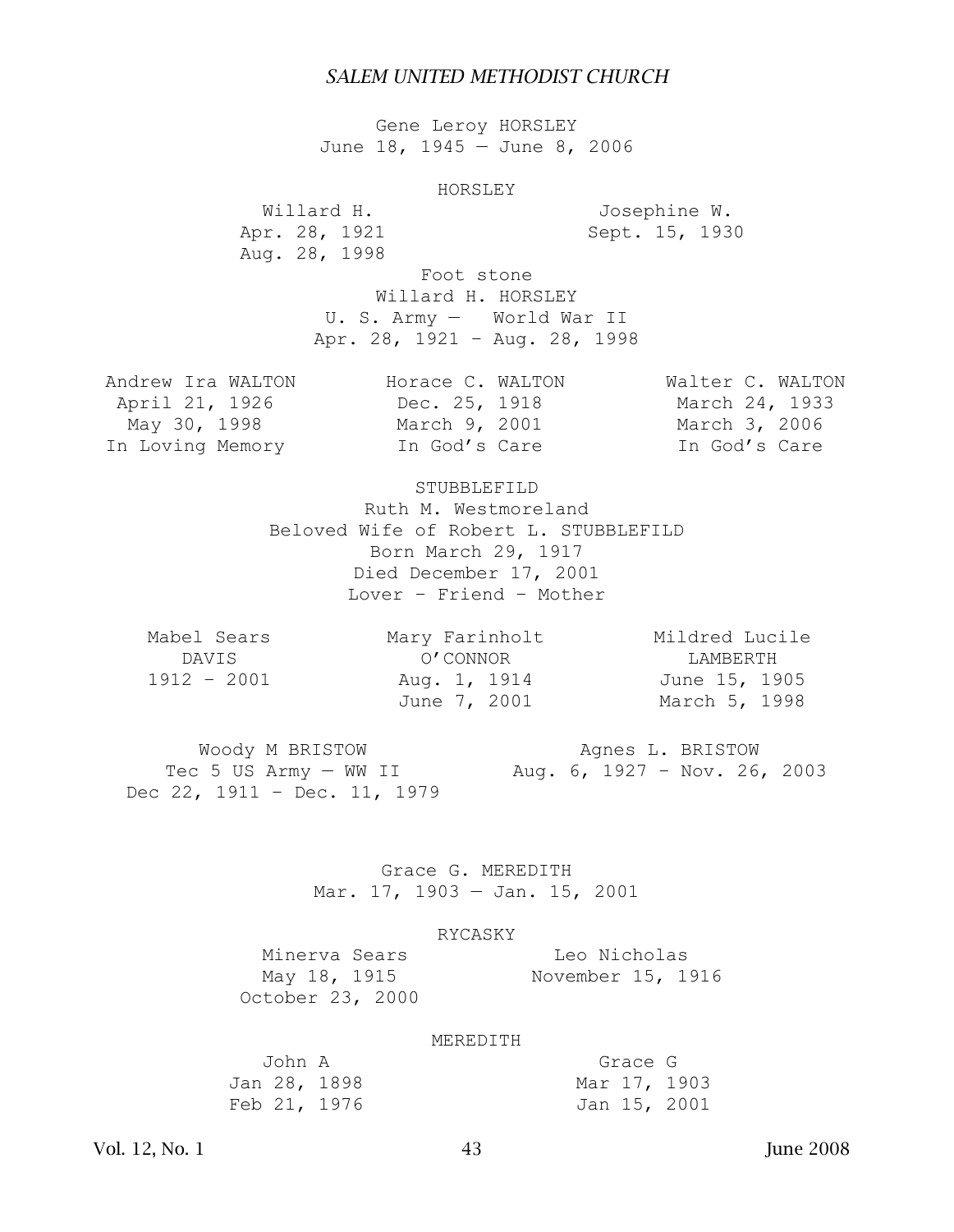*SALEM UNITED METHODIST CHURCH*

Gene Leroy HORSLEY
June 18, 1945 — June 8, 2006

HORSLEY

Willard H.
Apr. 28, 1921
Aug. 28, 1998

Josephine W.
Sept. 15, 1930

Foot stone
Willard H. HORSLEY
U. S. Army — World War II
Apr. 28, 1921 - Aug. 28, 1998

Andrew Ira WALTON
April 21, 1926
May 30, 1998
In Loving Memory

Horace C. WALTON
Dec. 25, 1918
March 9, 2001
In God's Care

Walter C. WALTON
March 24, 1933
March 3, 2006
In God's Care

STUBBLEFILD
Ruth M. Westmoreland
Beloved Wife of Robert L. STUBBLEFILD
Born March 29, 1917
Died December 17, 2001
Lover - Friend - Mother

Mabel Sears
DAVIS
1912 - 2001

Mary Farinholt
O'CONNOR
Aug. 1, 1914
June 7, 2001

Mildred Lucile
LAMBERTH
June 15, 1905
March 5, 1998

Woody M BRISTOW
Tec 5 US Army — WW II
Dec 22, 1911 - Dec. 11, 1979

Agnes L. BRISTOW
Aug. 6, 1927 - Nov. 26, 2003

Grace G. MEREDITH
Mar. 17, 1903 — Jan. 15, 2001

RYCASKY

Minerva Sears
May 18, 1915
October 23, 2000

Leo Nicholas
November 15, 1916

MEREDITH

John A
Jan 28, 1898
Feb 21, 1976

Grace G
Mar 17, 1903
Jan 15, 2001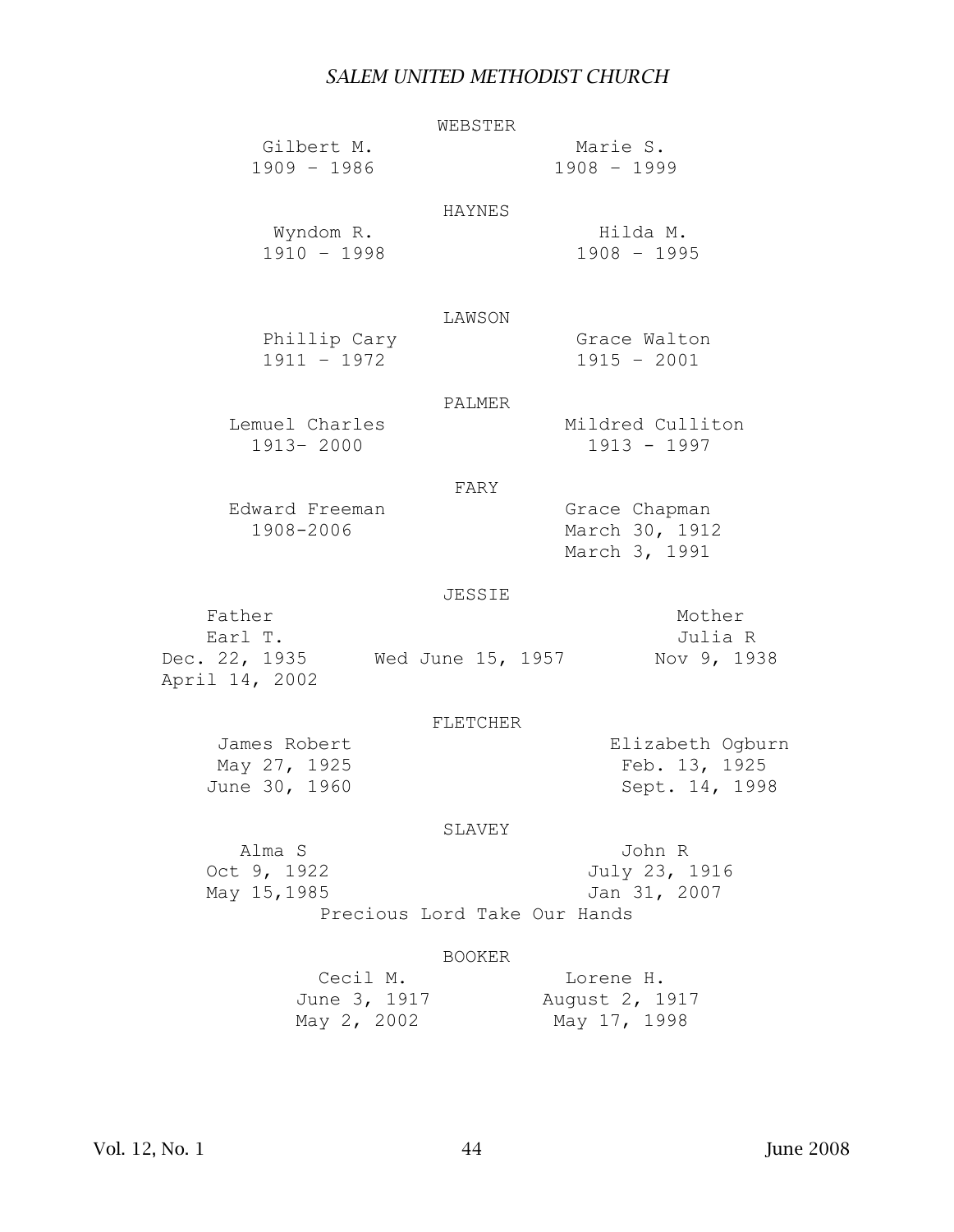## *SALEM UNITED METHODIST CHURCH*

WEBSTER

| | |
|---|---|
| Gilbert M. | Marie S. |
| 1909 – 1986 | 1908 – 1999 |

HAYNES

| | |
|---|---|
| Wyndom R. | Hilda M. |
| 1910 – 1998 | 1908 – 1995 |

LAWSON

| | |
|---|---|
| Phillip Cary | Grace Walton |
| 1911 – 1972 | 1915 – 2001 |

PALMER

| | |
|---|---|
| Lemuel Charles | Mildred Culliton |
| 1913– 2000 | 1913 - 1997 |

FARY

| | |
|---|---|
| Edward Freeman | Grace Chapman |
| 1908-2006 | March 30, 1912 |
| | March 3, 1991 |

JESSIE

| | | |
|---|---|---|
| Father | | Mother |
| Earl T. | | Julia R |
| Dec. 22, 1935 | Wed June 15, 1957 | Nov 9, 1938 |
| April 14, 2002 | | |

FLETCHER

| | |
|---|---|
| James Robert | Elizabeth Ogburn |
| May 27, 1925 | Feb. 13, 1925 |
| June 30, 1960 | Sept. 14, 1998 |

SLAVEY

| | |
|---|---|
| Alma S | John R |
| Oct 9, 1922 | July 23, 1916 |
| May 15,1985 | Jan 31, 2007 |

Precious Lord Take Our Hands

BOOKER

| | |
|---|---|
| Cecil M. | Lorene H. |
| June 3, 1917 | August 2, 1917 |
| May 2, 2002 | May 17, 1998 |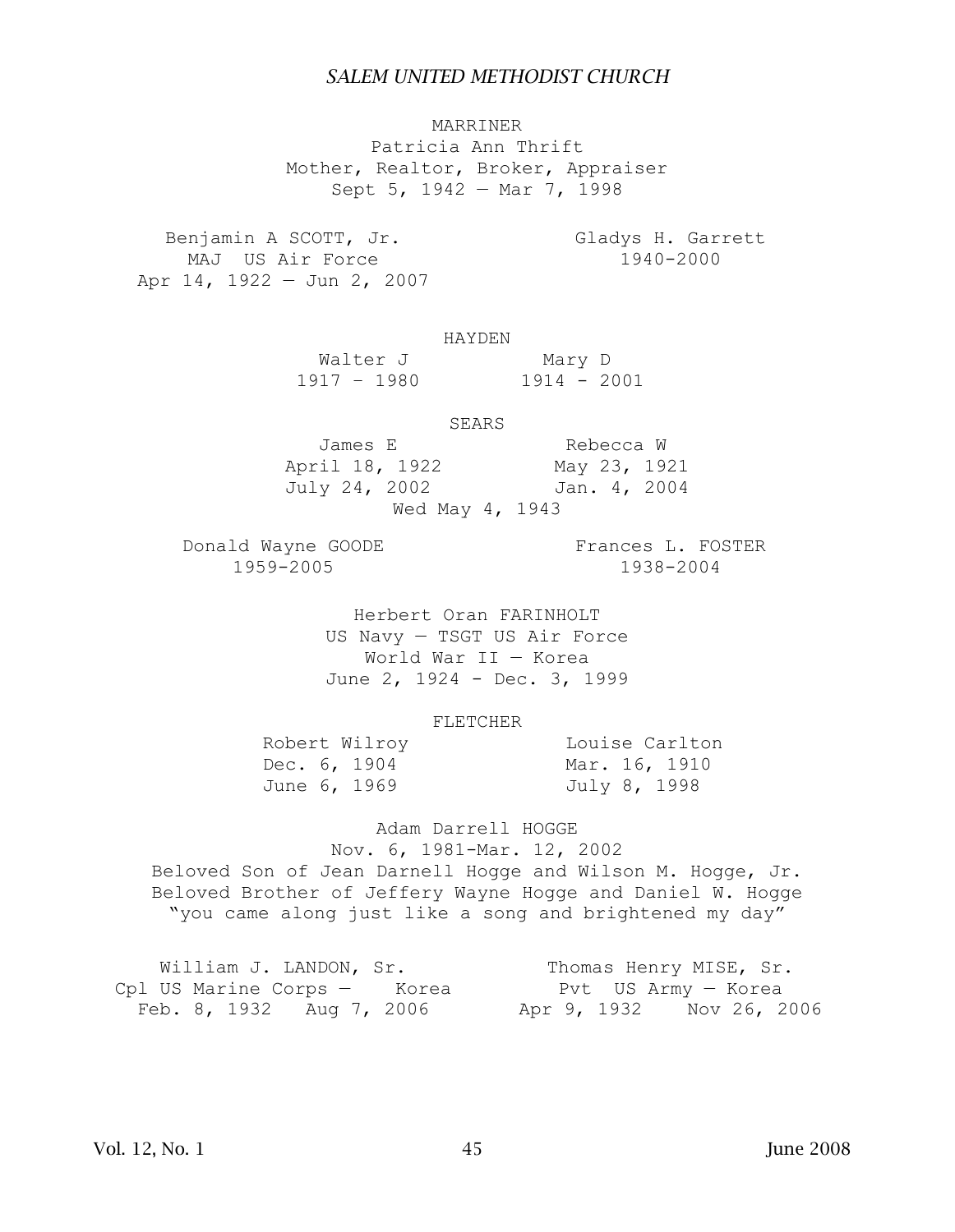MARRINER
Patricia Ann Thrift
Mother, Realtor, Broker, Appraiser
Sept 5, 1942 — Mar 7, 1998

Benjamin A SCOTT, Jr.
MAJ US Air Force
Apr 14, 1922 — Jun 2, 2007

Gladys H. Garrett
1940-2000

HAYDEN
Walter J
1917 - 1980

Mary D
1914 - 2001

SEARS
James E
April 18, 1922
July 24, 2002

Rebecca W
May 23, 1921
Jan. 4, 2004

Wed May 4, 1943

Donald Wayne GOODE
1959-2005

Frances L. FOSTER
1938-2004

Herbert Oran FARINHOLT
US Navy — TSGT US Air Force
World War II — Korea
June 2, 1924 - Dec. 3, 1999

FLETCHER
Robert Wilroy
Dec. 6, 1904
June 6, 1969

Louise Carlton
Mar. 16, 1910
July 8, 1998

Adam Darrell HOGGE
Nov. 6, 1981-Mar. 12, 2002
Beloved Son of Jean Darnell Hogge and Wilson M. Hogge, Jr.
Beloved Brother of Jeffery Wayne Hogge and Daniel W. Hogge
"you came along just like a song and brightened my day"

William J. LANDON, Sr.
Cpl US Marine Corps — Korea
Feb. 8, 1932 Aug 7, 2006

Thomas Henry MISE, Sr.
Pvt US Army — Korea
Apr 9, 1932 Nov 26, 2006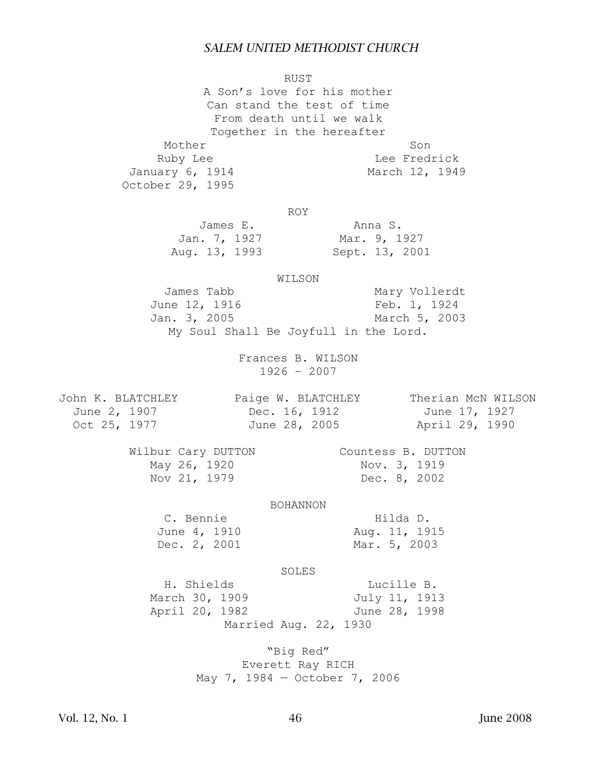*SALEM UNITED METHODIST CHURCH*

RUST

A Son's love for his mother
Can stand the test of time
From death until we walk
Together in the hereafter

| Mother | Son |
|---|---|
| Ruby Lee | Lee Fredrick |
| January 6, 1914 | March 12, 1949 |
| October 29, 1995 | |

ROY

| James E. | Anna S. |
|---|---|
| Jan. 7, 1927 | Mar. 9, 1927 |
| Aug. 13, 1993 | Sept. 13, 2001 |

WILSON

| James Tabb | Mary Vollerdt |
|---|---|
| June 12, 1916 | Feb. 1, 1924 |
| Jan. 3, 2005 | March 5, 2003 |

My Soul Shall Be Joyfull in the Lord.

Frances B. WILSON
1926 – 2007

| John K. BLATCHLEY | Paige W. BLATCHLEY | Therian McN WILSON |
|---|---|---|
| June 2, 1907 | Dec. 16, 1912 | June 17, 1927 |
| Oct 25, 1977 | June 28, 2005 | April 29, 1990 |

| Wilbur Cary DUTTON | Countess B. DUTTON |
|---|---|
| May 26, 1920 | Nov. 3, 1919 |
| Nov 21, 1979 | Dec. 8, 2002 |

BOHANNON

| C. Bennie | Hilda D. |
|---|---|
| June 4, 1910 | Aug. 11, 1915 |
| Dec. 2, 2001 | Mar. 5, 2003 |

SOLES

| H. Shields | Lucille B. |
|---|---|
| March 30, 1909 | July 11, 1913 |
| April 20, 1982 | June 28, 1998 |

Married Aug. 22, 1930

"Big Red"
Everett Ray RICH
May 7, 1984 — October 7, 2006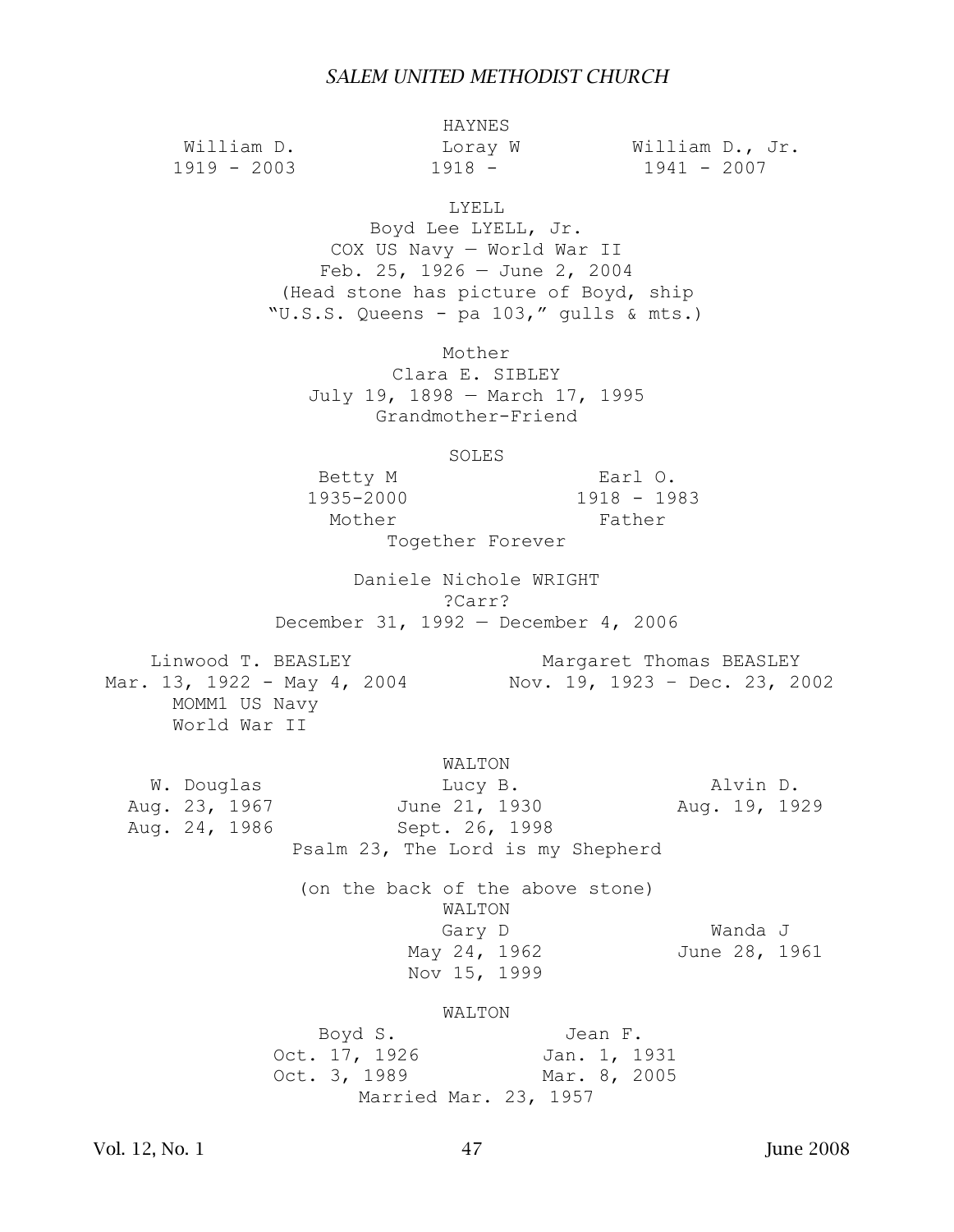HAYNES

| | | |
|---|---|---|
| William D. | Loray W | William D., Jr. |
| 1919 - 2003 | 1918 - | 1941 - 2007 |

LYELL

Boyd Lee LYELL, Jr.
COX US Navy — World War II
Feb. 25, 1926 — June 2, 2004
(Head stone has picture of Boyd, ship "U.S.S. Queens - pa 103," gulls & mts.)

Mother
Clara E. SIBLEY
July 19, 1898 — March 17, 1995
Grandmother-Friend

SOLES

| | |
|---|---|
| Betty M | Earl O. |
| 1935-2000 | 1918 - 1983 |
| Mother | Father |

Together Forever

Daniele Nichole WRIGHT
?Carr?
December 31, 1992 — December 4, 2006

| | |
|---|---|
| Linwood T. BEASLEY | Margaret Thomas BEASLEY |
| Mar. 13, 1922 - May 4, 2004 | Nov. 19, 1923 – Dec. 23, 2002 |
| MOMM1 US Navy | |
| World War II | |

WALTON

| | | |
|---|---|---|
| W. Douglas | Lucy B. | Alvin D. |
| Aug. 23, 1967 | June 21, 1930 | Aug. 19, 1929 |
| Aug. 24, 1986 | Sept. 26, 1998 | |

Psalm 23, The Lord is my Shepherd

(on the back of the above stone)

WALTON

| | |
|---|---|
| Gary D | Wanda J |
| May 24, 1962 | June 28, 1961 |
| Nov 15, 1999 | |

WALTON

| | |
|---|---|
| Boyd S. | Jean F. |
| Oct. 17, 1926 | Jan. 1, 1931 |
| Oct. 3, 1989 | Mar. 8, 2005 |

Married Mar. 23, 1957